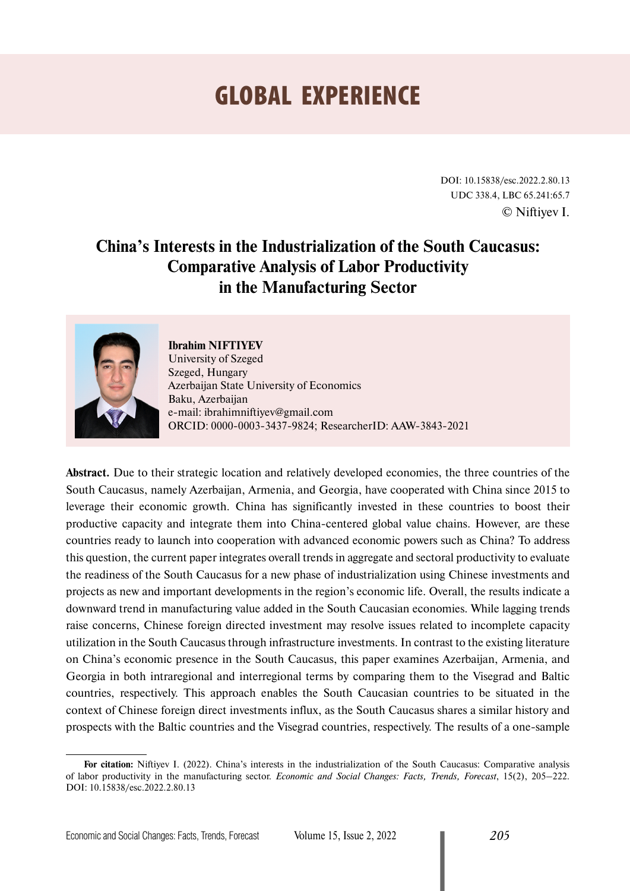# GLOBAL EXPERIENCE

DOI: 10.15838/esc.2022.2.80.13
UDC 338.4, LBC 65.241:65.7
© Niftiyev I.

## China's Interests in the Industrialization of the South Caucasus: Comparative Analysis of Labor Productivity in the Manufacturing Sector

**Ibrahim NIFTIYEV**
University of Szeged
Szeged, Hungary
Azerbaijan State University of Economics
Baku, Azerbaijan
e-mail: ibrahimniftiyev@gmail.com
ORCID: 0000-0003-3437-9824; ResearcherID: AAW-3843-2021

**Abstract.** Due to their strategic location and relatively developed economies, the three countries of the South Caucasus, namely Azerbaijan, Armenia, and Georgia, have cooperated with China since 2015 to leverage their economic growth. China has significantly invested in these countries to boost their productive capacity and integrate them into China-centered global value chains. However, are these countries ready to launch into cooperation with advanced economic powers such as China? To address this question, the current paper integrates overall trends in aggregate and sectoral productivity to evaluate the readiness of the South Caucasus for a new phase of industrialization using Chinese investments and projects as new and important developments in the region's economic life. Overall, the results indicate a downward trend in manufacturing value added in the South Caucasian economies. While lagging trends raise concerns, Chinese foreign directed investment may resolve issues related to incomplete capacity utilization in the South Caucasus through infrastructure investments. In contrast to the existing literature on China's economic presence in the South Caucasus, this paper examines Azerbaijan, Armenia, and Georgia in both intraregional and interregional terms by comparing them to the Visegrad and Baltic countries, respectively. This approach enables the South Caucasian countries to be situated in the context of Chinese foreign direct investments influx, as the South Caucasus shares a similar history and prospects with the Baltic countries and the Visegrad countries, respectively. The results of a one-sample

---

**For citation:** Niftiyev I. (2022). China's interests in the industrialization of the South Caucasus: Comparative analysis of labor productivity in the manufacturing sector. *Economic and Social Changes: Facts, Trends, Forecast*, 15(2), 205–222. DOI: 10.15838/esc.2022.2.80.13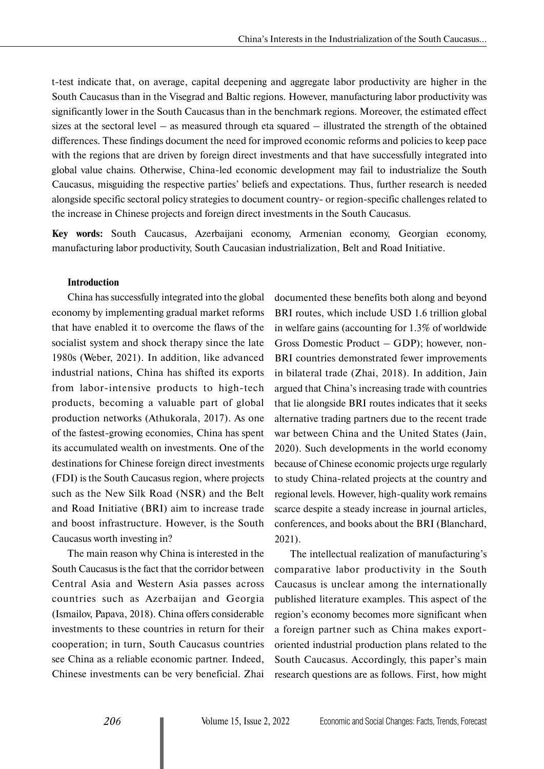t-test indicate that, on average, capital deepening and aggregate labor productivity are higher in the South Caucasus than in the Visegrad and Baltic regions. However, manufacturing labor productivity was significantly lower in the South Caucasus than in the benchmark regions. Moreover, the estimated effect sizes at the sectoral level – as measured through eta squared – illustrated the strength of the obtained differences. These findings document the need for improved economic reforms and policies to keep pace with the regions that are driven by foreign direct investments and that have successfully integrated into global value chains. Otherwise, China-led economic development may fail to industrialize the South Caucasus, misguiding the respective parties' beliefs and expectations. Thus, further research is needed alongside specific sectoral policy strategies to document country- or region-specific challenges related to the increase in Chinese projects and foreign direct investments in the South Caucasus.

**Key words:** South Caucasus, Azerbaijani economy, Armenian economy, Georgian economy, manufacturing labor productivity, South Caucasian industrialization, Belt and Road Initiative.

## Introduction

China has successfully integrated into the global economy by implementing gradual market reforms that have enabled it to overcome the flaws of the socialist system and shock therapy since the late 1980s (Weber, 2021). In addition, like advanced industrial nations, China has shifted its exports from labor-intensive products to high-tech products, becoming a valuable part of global production networks (Athukorala, 2017). As one of the fastest-growing economies, China has spent its accumulated wealth on investments. One of the destinations for Chinese foreign direct investments (FDI) is the South Caucasus region, where projects such as the New Silk Road (NSR) and the Belt and Road Initiative (BRI) aim to increase trade and boost infrastructure. However, is the South Caucasus worth investing in?

The main reason why China is interested in the South Caucasus is the fact that the corridor between Central Asia and Western Asia passes across countries such as Azerbaijan and Georgia (Ismailov, Papava, 2018). China offers considerable investments to these countries in return for their cooperation; in turn, South Caucasus countries see China as a reliable economic partner. Indeed, Chinese investments can be very beneficial. Zhai documented these benefits both along and beyond BRI routes, which include USD 1.6 trillion global in welfare gains (accounting for 1.3% of worldwide Gross Domestic Product – GDP); however, non-BRI countries demonstrated fewer improvements in bilateral trade (Zhai, 2018). In addition, Jain argued that China's increasing trade with countries that lie alongside BRI routes indicates that it seeks alternative trading partners due to the recent trade war between China and the United States (Jain, 2020). Such developments in the world economy because of Chinese economic projects urge regularly to study China-related projects at the country and regional levels. However, high-quality work remains scarce despite a steady increase in journal articles, conferences, and books about the BRI (Blanchard, 2021).

The intellectual realization of manufacturing's comparative labor productivity in the South Caucasus is unclear among the internationally published literature examples. This aspect of the region's economy becomes more significant when a foreign partner such as China makes export-oriented industrial production plans related to the South Caucasus. Accordingly, this paper's main research questions are as follows. First, how might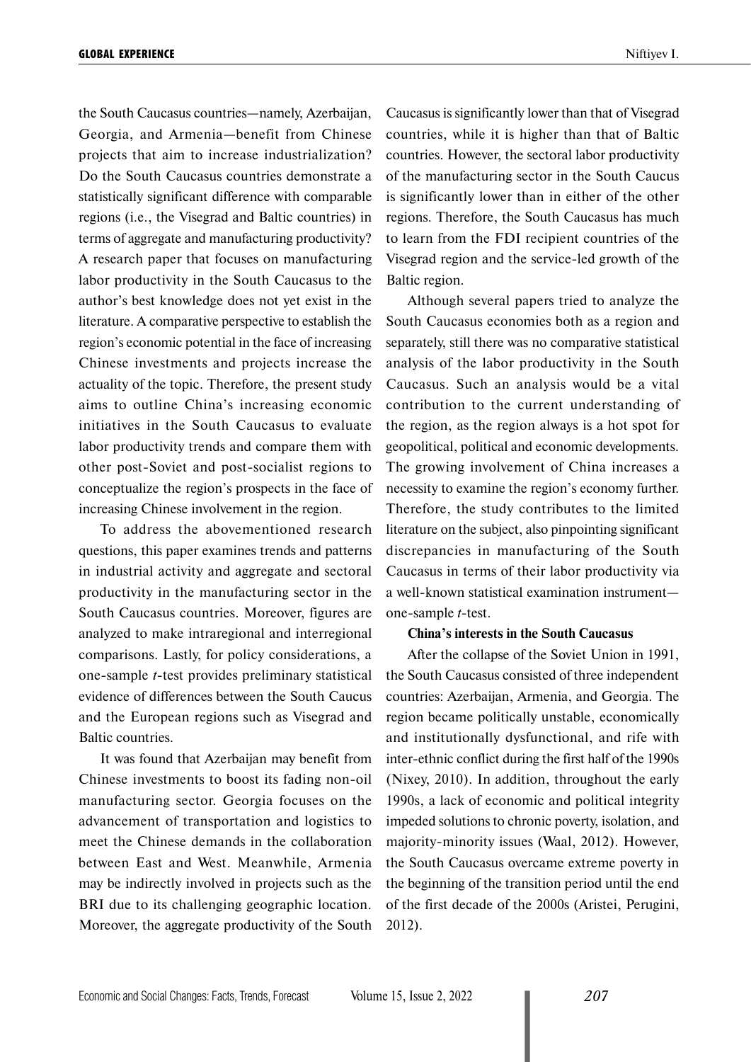the South Caucasus countries—namely, Azerbaijan, Georgia, and Armenia—benefit from Chinese projects that aim to increase industrialization? Do the South Caucasus countries demonstrate a statistically significant difference with comparable regions (i.e., the Visegrad and Baltic countries) in terms of aggregate and manufacturing productivity? A research paper that focuses on manufacturing labor productivity in the South Caucasus to the author's best knowledge does not yet exist in the literature. A comparative perspective to establish the region's economic potential in the face of increasing Chinese investments and projects increase the actuality of the topic. Therefore, the present study aims to outline China's increasing economic initiatives in the South Caucasus to evaluate labor productivity trends and compare them with other post-Soviet and post-socialist regions to conceptualize the region's prospects in the face of increasing Chinese involvement in the region.

To address the abovementioned research questions, this paper examines trends and patterns in industrial activity and aggregate and sectoral productivity in the manufacturing sector in the South Caucasus countries. Moreover, figures are analyzed to make intraregional and interregional comparisons. Lastly, for policy considerations, a one-sample *t*-test provides preliminary statistical evidence of differences between the South Caucus and the European regions such as Visegrad and Baltic countries.

It was found that Azerbaijan may benefit from Chinese investments to boost its fading non-oil manufacturing sector. Georgia focuses on the advancement of transportation and logistics to meet the Chinese demands in the collaboration between East and West. Meanwhile, Armenia may be indirectly involved in projects such as the BRI due to its challenging geographic location. Moreover, the aggregate productivity of the South Caucasus is significantly lower than that of Visegrad countries, while it is higher than that of Baltic countries. However, the sectoral labor productivity of the manufacturing sector in the South Caucus is significantly lower than in either of the other regions. Therefore, the South Caucasus has much to learn from the FDI recipient countries of the Visegrad region and the service-led growth of the Baltic region.

Although several papers tried to analyze the South Caucasus economies both as a region and separately, still there was no comparative statistical analysis of the labor productivity in the South Caucasus. Such an analysis would be a vital contribution to the current understanding of the region, as the region always is a hot spot for geopolitical, political and economic developments. The growing involvement of China increases a necessity to examine the region's economy further. Therefore, the study contributes to the limited literature on the subject, also pinpointing significant discrepancies in manufacturing of the South Caucasus in terms of their labor productivity via a well-known statistical examination instrument—one-sample *t*-test.

**China's interests in the South Caucasus**

After the collapse of the Soviet Union in 1991, the South Caucasus consisted of three independent countries: Azerbaijan, Armenia, and Georgia. The region became politically unstable, economically and institutionally dysfunctional, and rife with inter-ethnic conflict during the first half of the 1990s (Nixey, 2010). In addition, throughout the early 1990s, a lack of economic and political integrity impeded solutions to chronic poverty, isolation, and majority-minority issues (Waal, 2012). However, the South Caucasus overcame extreme poverty in the beginning of the transition period until the end of the first decade of the 2000s (Aristei, Perugini, 2012).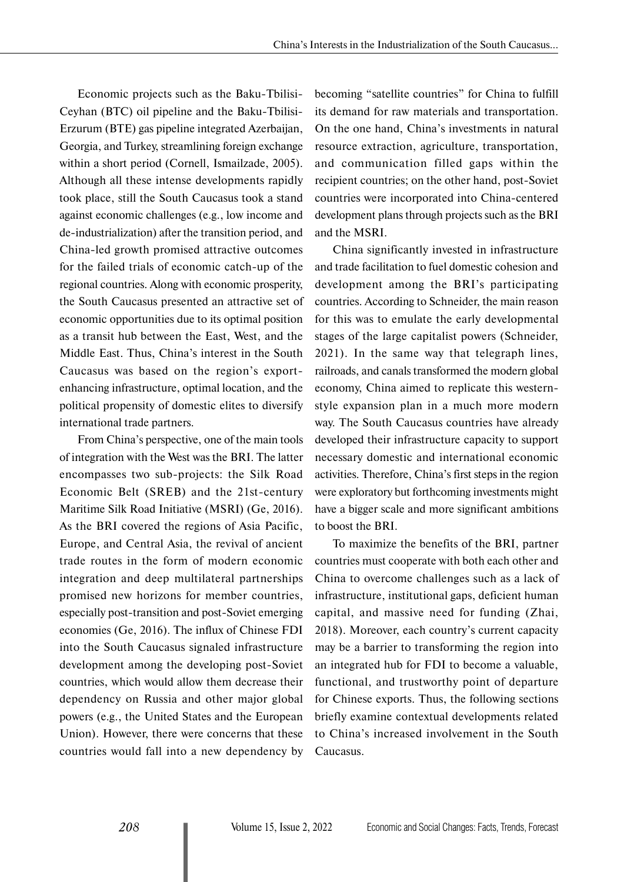Economic projects such as the Baku-Tbilisi-Ceyhan (BTC) oil pipeline and the Baku-Tbilisi-Erzurum (BTE) gas pipeline integrated Azerbaijan, Georgia, and Turkey, streamlining foreign exchange within a short period (Cornell, Ismailzade, 2005). Although all these intense developments rapidly took place, still the South Caucasus took a stand against economic challenges (e.g., low income and de-industrialization) after the transition period, and China-led growth promised attractive outcomes for the failed trials of economic catch-up of the regional countries. Along with economic prosperity, the South Caucasus presented an attractive set of economic opportunities due to its optimal position as a transit hub between the East, West, and the Middle East. Thus, China's interest in the South Caucasus was based on the region's export-enhancing infrastructure, optimal location, and the political propensity of domestic elites to diversify international trade partners.

From China's perspective, one of the main tools of integration with the West was the BRI. The latter encompasses two sub-projects: the Silk Road Economic Belt (SREB) and the 21st-century Maritime Silk Road Initiative (MSRI) (Ge, 2016). As the BRI covered the regions of Asia Pacific, Europe, and Central Asia, the revival of ancient trade routes in the form of modern economic integration and deep multilateral partnerships promised new horizons for member countries, especially post-transition and post-Soviet emerging economies (Ge, 2016). The influx of Chinese FDI into the South Caucasus signaled infrastructure development among the developing post-Soviet countries, which would allow them decrease their dependency on Russia and other major global powers (e.g., the United States and the European Union). However, there were concerns that these countries would fall into a new dependency by becoming "satellite countries" for China to fulfill its demand for raw materials and transportation. On the one hand, China's investments in natural resource extraction, agriculture, transportation, and communication filled gaps within the recipient countries; on the other hand, post-Soviet countries were incorporated into China-centered development plans through projects such as the BRI and the MSRI.

China significantly invested in infrastructure and trade facilitation to fuel domestic cohesion and development among the BRI's participating countries. According to Schneider, the main reason for this was to emulate the early developmental stages of the large capitalist powers (Schneider, 2021). In the same way that telegraph lines, railroads, and canals transformed the modern global economy, China aimed to replicate this western-style expansion plan in a much more modern way. The South Caucasus countries have already developed their infrastructure capacity to support necessary domestic and international economic activities. Therefore, China's first steps in the region were exploratory but forthcoming investments might have a bigger scale and more significant ambitions to boost the BRI.

To maximize the benefits of the BRI, partner countries must cooperate with both each other and China to overcome challenges such as a lack of infrastructure, institutional gaps, deficient human capital, and massive need for funding (Zhai, 2018). Moreover, each country's current capacity may be a barrier to transforming the region into an integrated hub for FDI to become a valuable, functional, and trustworthy point of departure for Chinese exports. Thus, the following sections briefly examine contextual developments related to China's increased involvement in the South Caucasus.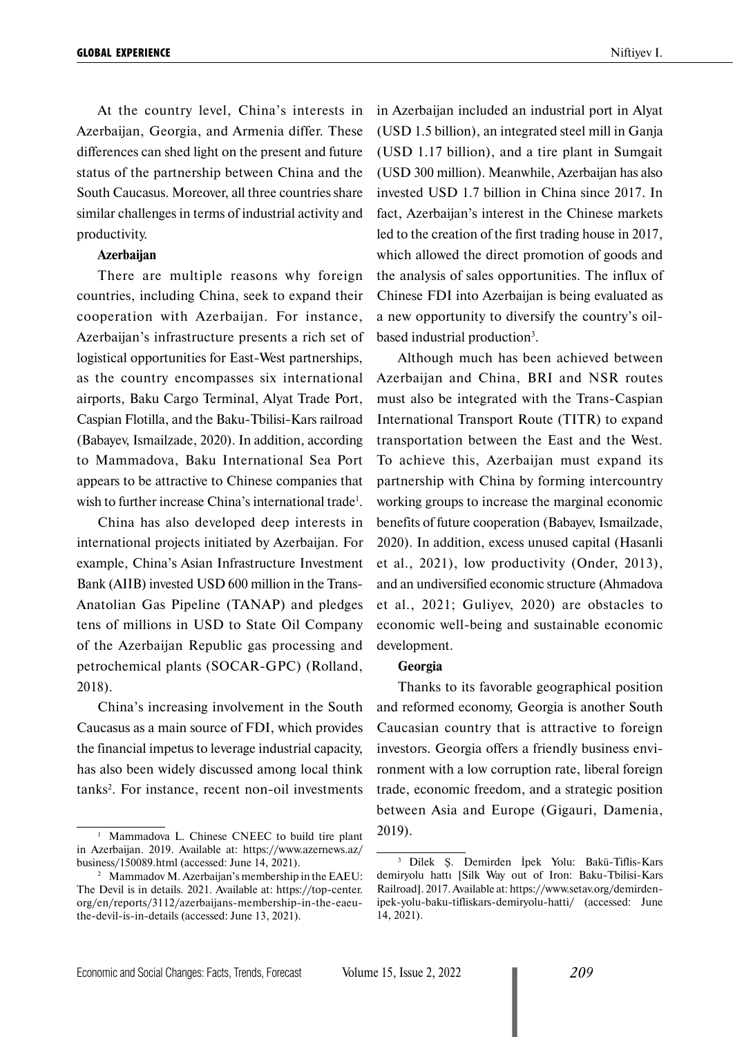At the country level, China's interests in Azerbaijan, Georgia, and Armenia differ. These differences can shed light on the present and future status of the partnership between China and the South Caucasus. Moreover, all three countries share similar challenges in terms of industrial activity and productivity.

**Azerbaijan**

There are multiple reasons why foreign countries, including China, seek to expand their cooperation with Azerbaijan. For instance, Azerbaijan's infrastructure presents a rich set of logistical opportunities for East-West partnerships, as the country encompasses six international airports, Baku Cargo Terminal, Alyat Trade Port, Caspian Flotilla, and the Baku-Tbilisi-Kars railroad (Babayev, Ismailzade, 2020). In addition, according to Mammadova, Baku International Sea Port appears to be attractive to Chinese companies that wish to further increase China's international trade[1].

China has also developed deep interests in international projects initiated by Azerbaijan. For example, China's Asian Infrastructure Investment Bank (AIIB) invested USD 600 million in the Trans-Anatolian Gas Pipeline (TANAP) and pledges tens of millions in USD to State Oil Company of the Azerbaijan Republic gas processing and petrochemical plants (SOCAR-GPC) (Rolland, 2018).

China's increasing involvement in the South Caucasus as a main source of FDI, which provides the financial impetus to leverage industrial capacity, has also been widely discussed among local think tanks[2]. For instance, recent non-oil investments in Azerbaijan included an industrial port in Alyat (USD 1.5 billion), an integrated steel mill in Ganja (USD 1.17 billion), and a tire plant in Sumgait (USD 300 million). Meanwhile, Azerbaijan has also invested USD 1.7 billion in China since 2017. In fact, Azerbaijan's interest in the Chinese markets led to the creation of the first trading house in 2017, which allowed the direct promotion of goods and the analysis of sales opportunities. The influx of Chinese FDI into Azerbaijan is being evaluated as a new opportunity to diversify the country's oil-based industrial production[3].

Although much has been achieved between Azerbaijan and China, BRI and NSR routes must also be integrated with the Trans-Caspian International Transport Route (TITR) to expand transportation between the East and the West. To achieve this, Azerbaijan must expand its partnership with China by forming intercountry working groups to increase the marginal economic benefits of future cooperation (Babayev, Ismailzade, 2020). In addition, excess unused capital (Hasanli et al., 2021), low productivity (Onder, 2013), and an undiversified economic structure (Ahmadova et al., 2021; Guliyev, 2020) are obstacles to economic well-being and sustainable economic development.

**Georgia**

Thanks to its favorable geographical position and reformed economy, Georgia is another South Caucasian country that is attractive to foreign investors. Georgia offers a friendly business environment with a low corruption rate, liberal foreign trade, economic freedom, and a strategic position between Asia and Europe (Gigauri, Damenia, 2019).

---

[1] Mammadova L. Chinese CNEEC to build tire plant in Azerbaijan. 2019. Available at: https://www.azernews.az/business/150089.html (accessed: June 14, 2021).

[2] Mammadov M. Azerbaijan's membership in the EAEU: The Devil is in details. 2021. Available at: https://top-center.org/en/reports/3112/azerbaijans-membership-in-the-eaeu-the-devil-is-in-details (accessed: June 13, 2021).

[3] Dilek Ş. Demirden İpek Yolu: Bakü-Tiflis-Kars demiryolu hattı [Silk Way out of Iron: Baku-Tbilisi-Kars Railroad]. 2017. Available at: https://www.setav.org/demirden-ipek-yolu-baku-tifliskars-demiryolu-hatti/ (accessed: June 14, 2021).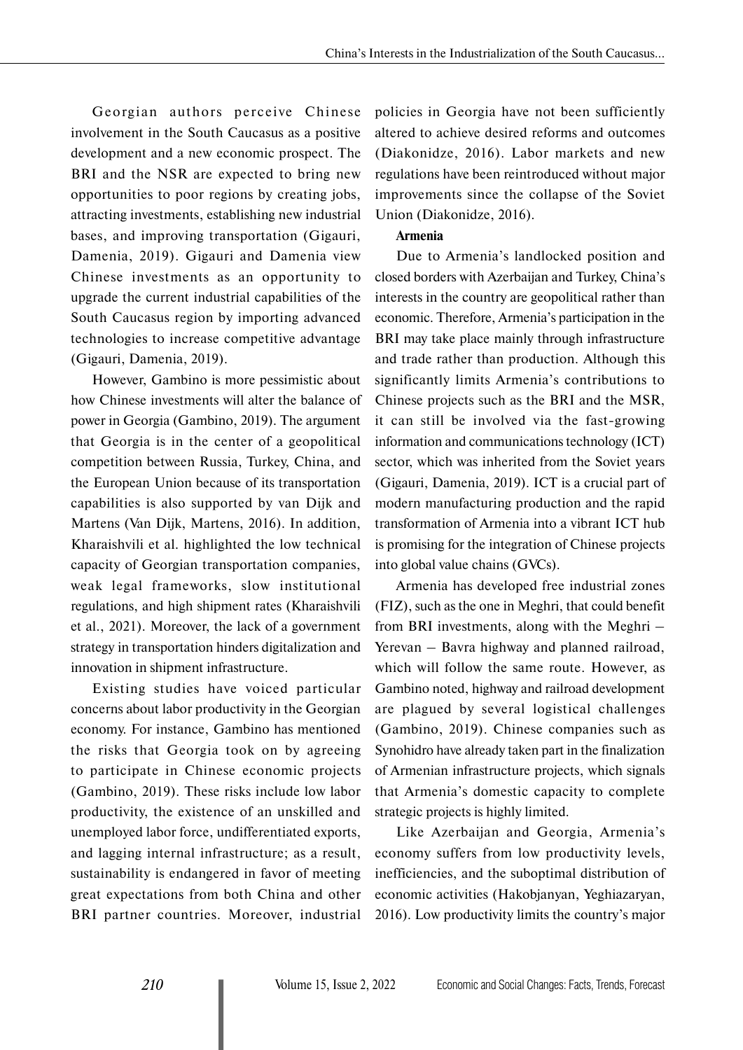Georgian authors perceive Chinese involvement in the South Caucasus as a positive development and a new economic prospect. The BRI and the NSR are expected to bring new opportunities to poor regions by creating jobs, attracting investments, establishing new industrial bases, and improving transportation (Gigauri, Damenia, 2019). Gigauri and Damenia view Chinese investments as an opportunity to upgrade the current industrial capabilities of the South Caucasus region by importing advanced technologies to increase competitive advantage (Gigauri, Damenia, 2019).

However, Gambino is more pessimistic about how Chinese investments will alter the balance of power in Georgia (Gambino, 2019). The argument that Georgia is in the center of a geopolitical competition between Russia, Turkey, China, and the European Union because of its transportation capabilities is also supported by van Dijk and Martens (Van Dijk, Martens, 2016). In addition, Kharaishvili et al. highlighted the low technical capacity of Georgian transportation companies, weak legal frameworks, slow institutional regulations, and high shipment rates (Kharaishvili et al., 2021). Moreover, the lack of a government strategy in transportation hinders digitalization and innovation in shipment infrastructure.

Existing studies have voiced particular concerns about labor productivity in the Georgian economy. For instance, Gambino has mentioned the risks that Georgia took on by agreeing to participate in Chinese economic projects (Gambino, 2019). These risks include low labor productivity, the existence of an unskilled and unemployed labor force, undifferentiated exports, and lagging internal infrastructure; as a result, sustainability is endangered in favor of meeting great expectations from both China and other BRI partner countries. Moreover, industrial policies in Georgia have not been sufficiently altered to achieve desired reforms and outcomes (Diakonidze, 2016). Labor markets and new regulations have been reintroduced without major improvements since the collapse of the Soviet Union (Diakonidze, 2016).

**Armenia**

Due to Armenia's landlocked position and closed borders with Azerbaijan and Turkey, China's interests in the country are geopolitical rather than economic. Therefore, Armenia's participation in the BRI may take place mainly through infrastructure and trade rather than production. Although this significantly limits Armenia's contributions to Chinese projects such as the BRI and the MSR, it can still be involved via the fast-growing information and communications technology (ICT) sector, which was inherited from the Soviet years (Gigauri, Damenia, 2019). ICT is a crucial part of modern manufacturing production and the rapid transformation of Armenia into a vibrant ICT hub is promising for the integration of Chinese projects into global value chains (GVCs).

Armenia has developed free industrial zones (FIZ), such as the one in Meghri, that could benefit from BRI investments, along with the Meghri – Yerevan – Bavra highway and planned railroad, which will follow the same route. However, as Gambino noted, highway and railroad development are plagued by several logistical challenges (Gambino, 2019). Chinese companies such as Synohidro have already taken part in the finalization of Armenian infrastructure projects, which signals that Armenia's domestic capacity to complete strategic projects is highly limited.

Like Azerbaijan and Georgia, Armenia's economy suffers from low productivity levels, inefficiencies, and the suboptimal distribution of economic activities (Hakobjanyan, Yeghiazaryan, 2016). Low productivity limits the country's major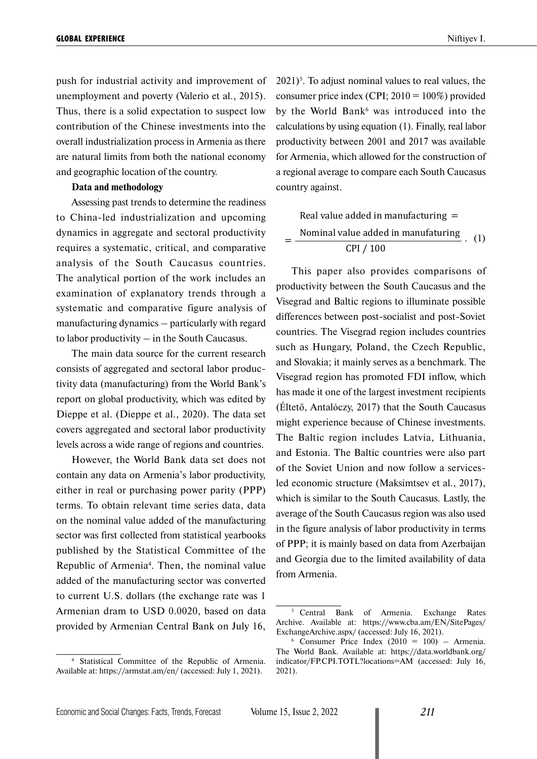push for industrial activity and improvement of unemployment and poverty (Valerio et al., 2015). Thus, there is a solid expectation to suspect low contribution of the Chinese investments into the overall industrialization process in Armenia as there are natural limits from both the national economy and geographic location of the country.

**Data and methodology**

Assessing past trends to determine the readiness to China-led industrialization and upcoming dynamics in aggregate and sectoral productivity requires a systematic, critical, and comparative analysis of the South Caucasus countries. The analytical portion of the work includes an examination of explanatory trends through a systematic and comparative figure analysis of manufacturing dynamics – particularly with regard to labor productivity – in the South Caucasus.

The main data source for the current research consists of aggregated and sectoral labor productivity data (manufacturing) from the World Bank's report on global productivity, which was edited by Dieppe et al. (Dieppe et al., 2020). The data set covers aggregated and sectoral labor productivity levels across a wide range of regions and countries.

However, the World Bank data set does not contain any data on Armenia's labor productivity, either in real or purchasing power parity (PPP) terms. To obtain relevant time series data, data on the nominal value added of the manufacturing sector was first collected from statistical yearbooks published by the Statistical Committee of the Republic of Armenia[4]. Then, the nominal value added of the manufacturing sector was converted to current U.S. dollars (the exchange rate was 1 Armenian dram to USD 0.0020, based on data provided by Armenian Central Bank on July 16, 2021)[5]. To adjust nominal values to real values, the consumer price index (CPI; 2010 = 100%) provided by the World Bank[6] was introduced into the calculations by using equation (1). Finally, real labor productivity between 2001 and 2017 was available for Armenia, which allowed for the construction of a regional average to compare each South Caucasus country against.

$$\text{Real value added in manufacturing} = \frac{\text{Nominal value added in manufaturing}}{\text{CPI / 100}}. \quad (1)$$

This paper also provides comparisons of productivity between the South Caucasus and the Visegrad and Baltic regions to illuminate possible differences between post-socialist and post-Soviet countries. The Visegrad region includes countries such as Hungary, Poland, the Czech Republic, and Slovakia; it mainly serves as a benchmark. The Visegrad region has promoted FDI inflow, which has made it one of the largest investment recipients (Éltető, Antalóczy, 2017) that the South Caucasus might experience because of Chinese investments. The Baltic region includes Latvia, Lithuania, and Estonia. The Baltic countries were also part of the Soviet Union and now follow a services-led economic structure (Maksimtsev et al., 2017), which is similar to the South Caucasus. Lastly, the average of the South Caucasus region was also used in the figure analysis of labor productivity in terms of PPP; it is mainly based on data from Azerbaijan and Georgia due to the limited availability of data from Armenia.

---

[4] Statistical Committee of the Republic of Armenia. Available at: https://armstat.am/en/ (accessed: July 1, 2021).

[5] Central Bank of Armenia. Exchange Rates Archive. Available at: https://www.cba.am/EN/SitePages/ExchangeArchive.aspx/ (accessed: July 16, 2021).

[6] Consumer Price Index (2010 = 100) – Armenia. The World Bank. Available at: https://data.worldbank.org/indicator/FP.CPI.TOTL?locations=AM (accessed: July 16, 2021).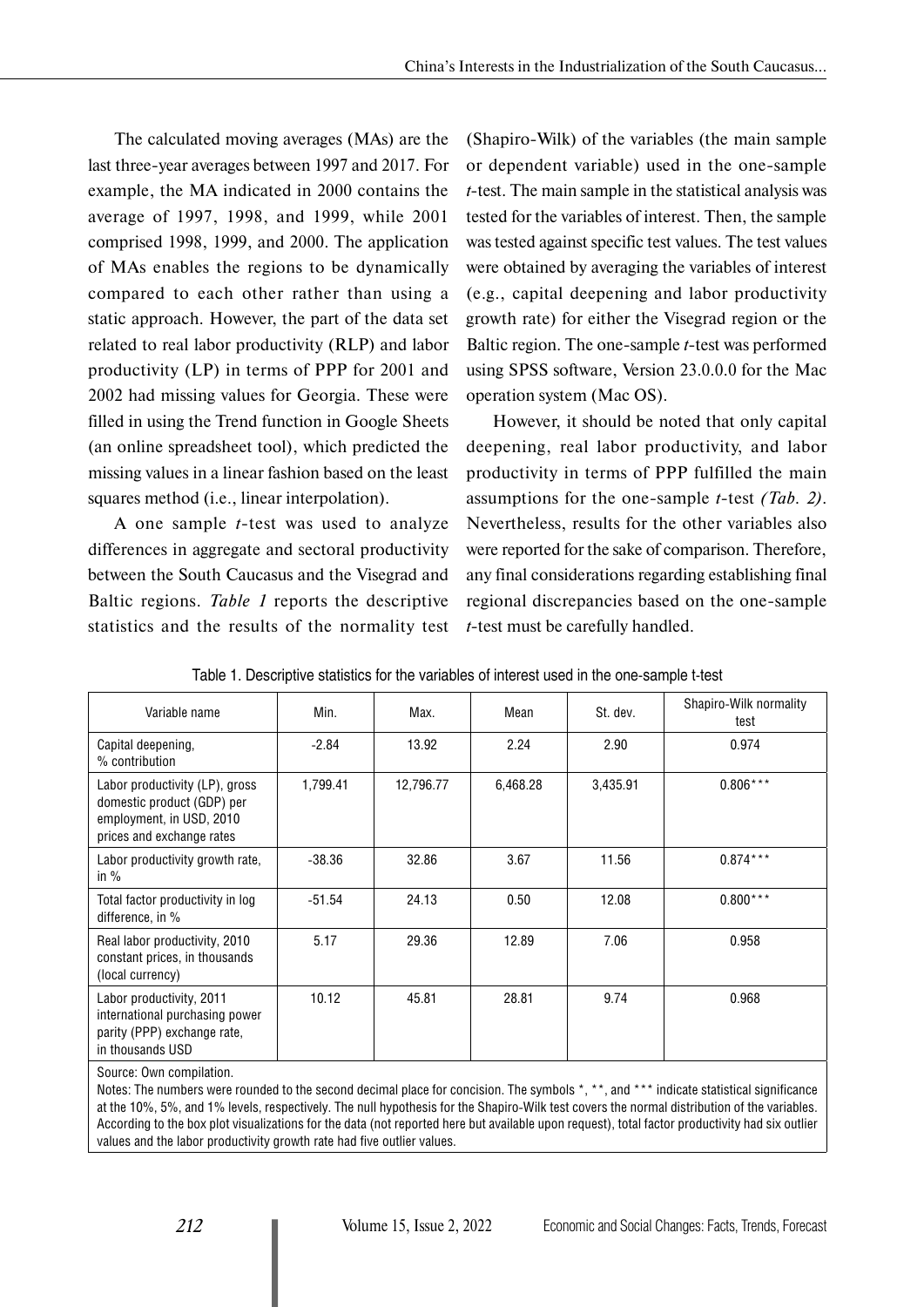The calculated moving averages (MAs) are the last three-year averages between 1997 and 2017. For example, the MA indicated in 2000 contains the average of 1997, 1998, and 1999, while 2001 comprised 1998, 1999, and 2000. The application of MAs enables the regions to be dynamically compared to each other rather than using a static approach. However, the part of the data set related to real labor productivity (RLP) and labor productivity (LP) in terms of PPP for 2001 and 2002 had missing values for Georgia. These were filled in using the Trend function in Google Sheets (an online spreadsheet tool), which predicted the missing values in a linear fashion based on the least squares method (i.e., linear interpolation).

A one sample *t*-test was used to analyze differences in aggregate and sectoral productivity between the South Caucasus and the Visegrad and Baltic regions. *Table 1* reports the descriptive statistics and the results of the normality test (Shapiro-Wilk) of the variables (the main sample or dependent variable) used in the one-sample *t*-test. The main sample in the statistical analysis was tested for the variables of interest. Then, the sample was tested against specific test values. The test values were obtained by averaging the variables of interest (e.g., capital deepening and labor productivity growth rate) for either the Visegrad region or the Baltic region. The one-sample *t*-test was performed using SPSS software, Version 23.0.0.0 for the Mac operation system (Mac OS).

However, it should be noted that only capital deepening, real labor productivity, and labor productivity in terms of PPP fulfilled the main assumptions for the one-sample *t*-test *(Tab. 2)*. Nevertheless, results for the other variables also were reported for the sake of comparison. Therefore, any final considerations regarding establishing final regional discrepancies based on the one-sample *t*-test must be carefully handled.

Table 1. Descriptive statistics for the variables of interest used in the one-sample t-test

| Variable name | Min. | Max. | Mean | St. dev. | Shapiro-Wilk normality test |
|---|---|---|---|---|---|
| Capital deepening, % contribution | -2.84 | 13.92 | 2.24 | 2.90 | 0.974 |
| Labor productivity (LP), gross domestic product (GDP) per employment, in USD, 2010 prices and exchange rates | 1,799.41 | 12,796.77 | 6,468.28 | 3,435.91 | 0.806*** |
| Labor productivity growth rate, in % | -38.36 | 32.86 | 3.67 | 11.56 | 0.874*** |
| Total factor productivity in log difference, in % | -51.54 | 24.13 | 0.50 | 12.08 | 0.800*** |
| Real labor productivity, 2010 constant prices, in thousands (local currency) | 5.17 | 29.36 | 12.89 | 7.06 | 0.958 |
| Labor productivity, 2011 international purchasing power parity (PPP) exchange rate, in thousands USD | 10.12 | 45.81 | 28.81 | 9.74 | 0.968 |

Source: Own compilation.

Notes: The numbers were rounded to the second decimal place for concision. The symbols *, **, and *** indicate statistical significance at the 10%, 5%, and 1% levels, respectively. The null hypothesis for the Shapiro-Wilk test covers the normal distribution of the variables. According to the box plot visualizations for the data (not reported here but available upon request), total factor productivity had six outlier values and the labor productivity growth rate had five outlier values.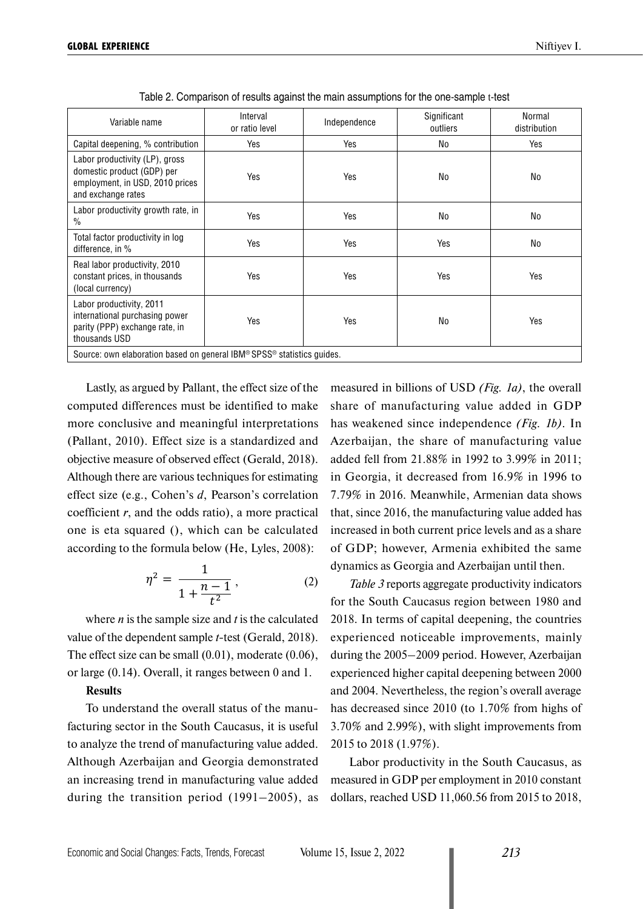Table 2. Comparison of results against the main assumptions for the one-sample t-test

| Variable name | Interval or ratio level | Independence | Significant outliers | Normal distribution |
|---|---|---|---|---|
| Capital deepening, % contribution | Yes | Yes | No | Yes |
| Labor productivity (LP), gross domestic product (GDP) per employment, in USD, 2010 prices and exchange rates | Yes | Yes | No | No |
| Labor productivity growth rate, in % | Yes | Yes | No | No |
| Total factor productivity in log difference, in % | Yes | Yes | Yes | No |
| Real labor productivity, 2010 constant prices, in thousands (local currency) | Yes | Yes | Yes | Yes |
| Labor productivity, 2011 international purchasing power parity (PPP) exchange rate, in thousands USD | Yes | Yes | No | Yes |

Source: own elaboration based on general IBM® SPSS® statistics guides.

Lastly, as argued by Pallant, the effect size of the computed differences must be identified to make more conclusive and meaningful interpretations (Pallant, 2010). Effect size is a standardized and objective measure of observed effect (Gerald, 2018). Although there are various techniques for estimating effect size (e.g., Cohen's *d*, Pearson's correlation coefficient *r*, and the odds ratio), a more practical one is eta squared (), which can be calculated according to the formula below (He, Lyles, 2008):

$$\eta^2 = \frac{1}{1 + \frac{n-1}{t^2}}, \qquad (2)$$

where *n* is the sample size and *t* is the calculated value of the dependent sample *t*-test (Gerald, 2018). The effect size can be small (0.01), moderate (0.06), or large (0.14). Overall, it ranges between 0 and 1.

**Results**

To understand the overall status of the manufacturing sector in the South Caucasus, it is useful to analyze the trend of manufacturing value added. Although Azerbaijan and Georgia demonstrated an increasing trend in manufacturing value added during the transition period (1991–2005), as measured in billions of USD *(Fig. 1a)*, the overall share of manufacturing value added in GDP has weakened since independence *(Fig. 1b)*. In Azerbaijan, the share of manufacturing value added fell from 21.88% in 1992 to 3.99% in 2011; in Georgia, it decreased from 16.9% in 1996 to 7.79% in 2016. Meanwhile, Armenian data shows that, since 2016, the manufacturing value added has increased in both current price levels and as a share of GDP; however, Armenia exhibited the same dynamics as Georgia and Azerbaijan until then.

*Table 3* reports aggregate productivity indicators for the South Caucasus region between 1980 and 2018. In terms of capital deepening, the countries experienced noticeable improvements, mainly during the 2005–2009 period. However, Azerbaijan experienced higher capital deepening between 2000 and 2004. Nevertheless, the region's overall average has decreased since 2010 (to 1.70% from highs of 3.70% and 2.99%), with slight improvements from 2015 to 2018 (1.97%).

Labor productivity in the South Caucasus, as measured in GDP per employment in 2010 constant dollars, reached USD 11,060.56 from 2015 to 2018,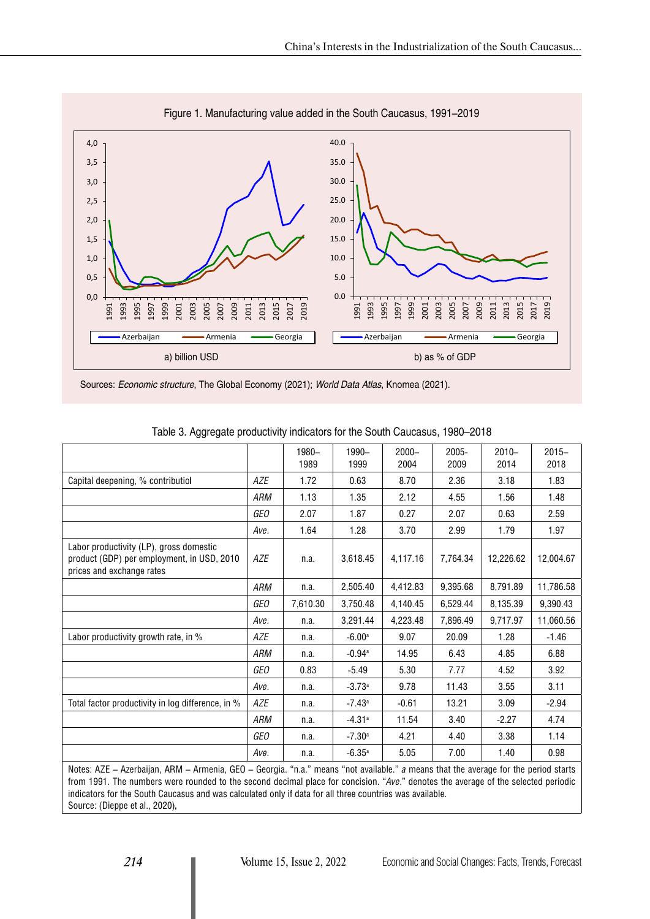Figure 1. Manufacturing value added in the South Caucasus, 1991–2019

a) billion USD

b) as % of GDP

Sources: *Economic structure*, The Global Economy (2021); *World Data Atlas*, Knomea (2021).

Table 3. Aggregate productivity indicators for the South Caucasus, 1980–2018

| | | 1980–1989 | 1990–1999 | 2000–2004 | 2005-2009 | 2010–2014 | 2015–2018 |
|---|---|---|---|---|---|---|---|
| Capital deepening, % contributiol | *AZE* | 1.72 | 0.63 | 8.70 | 2.36 | 3.18 | 1.83 |
| | *ARM* | 1.13 | 1.35 | 2.12 | 4.55 | 1.56 | 1.48 |
| | *GEO* | 2.07 | 1.87 | 0.27 | 2.07 | 0.63 | 2.59 |
| | *Ave.* | 1.64 | 1.28 | 3.70 | 2.99 | 1.79 | 1.97 |
| Labor productivity (LP), gross domestic product (GDP) per employment, in USD, 2010 prices and exchange rates | *AZE* | n.a. | 3,618.45 | 4,117.16 | 7,764.34 | 12,226.62 | 12,004.67 |
| | *ARM* | n.a. | 2,505.40 | 4,412.83 | 9,395.68 | 8,791.89 | 11,786.58 |
| | *GEO* | 7,610.30 | 3,750.48 | 4,140.45 | 6,529.44 | 8,135.39 | 9,390.43 |
| | *Ave.* | n.a. | 3,291.44 | 4,223.48 | 7,896.49 | 9,717.97 | 11,060.56 |
| Labor productivity growth rate, in % | *AZE* | n.a. | -6.00[a] | 9.07 | 20.09 | 1.28 | -1.46 |
| | *ARM* | n.a. | -0.94[a] | 14.95 | 6.43 | 4.85 | 6.88 |
| | *GEO* | 0.83 | -5.49 | 5.30 | 7.77 | 4.52 | 3.92 |
| | *Ave.* | n.a. | -3.73[a] | 9.78 | 11.43 | 3.55 | 3.11 |
| Total factor productivity in log difference, in % | *AZE* | n.a. | -7.43[a] | -0.61 | 13.21 | 3.09 | -2.94 |
| | *ARM* | n.a. | -4.31[a] | 11.54 | 3.40 | -2.27 | 4.74 |
| | *GEO* | n.a. | -7.30[a] | 4.21 | 4.40 | 3.38 | 1.14 |
| | *Ave.* | n.a. | -6.35[a] | 5.05 | 7.00 | 1.40 | 0.98 |

Notes: AZE – Azerbaijan, ARM – Armenia, GEO – Georgia. "n.a." means "not available." *a* means that the average for the period starts from 1991. The numbers were rounded to the second decimal place for concision. "*Ave.*" denotes the average of the selected periodic indicators for the South Caucasus and was calculated only if data for all three countries was available.
Source: (Dieppe et al., 2020),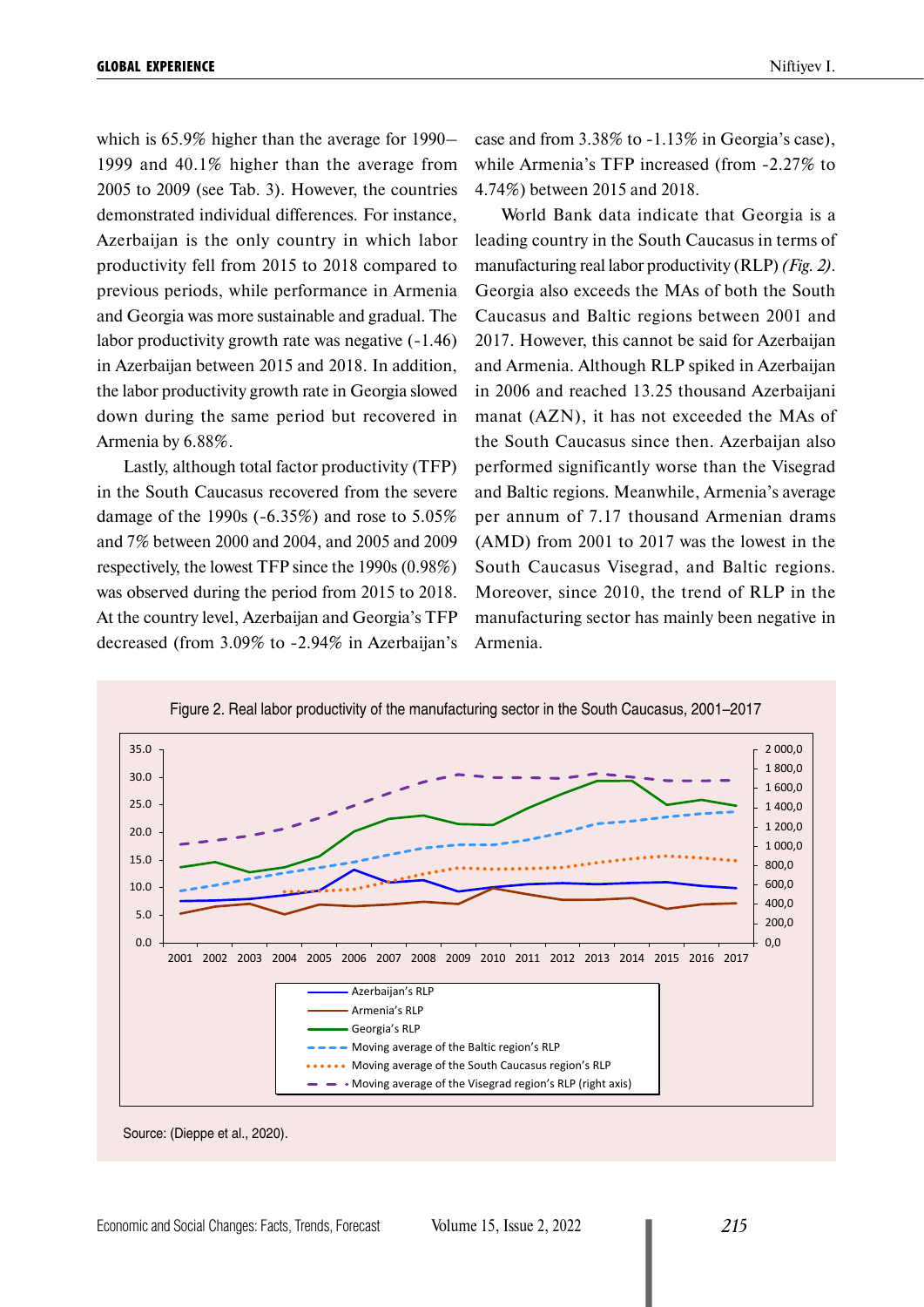which is 65.9% higher than the average for 1990–1999 and 40.1% higher than the average from 2005 to 2009 (see Tab. 3). However, the countries demonstrated individual differences. For instance, Azerbaijan is the only country in which labor productivity fell from 2015 to 2018 compared to previous periods, while performance in Armenia and Georgia was more sustainable and gradual. The labor productivity growth rate was negative (-1.46) in Azerbaijan between 2015 and 2018. In addition, the labor productivity growth rate in Georgia slowed down during the same period but recovered in Armenia by 6.88%.

Lastly, although total factor productivity (TFP) in the South Caucasus recovered from the severe damage of the 1990s (-6.35%) and rose to 5.05% and 7% between 2000 and 2004, and 2005 and 2009 respectively, the lowest TFP since the 1990s (0.98%) was observed during the period from 2015 to 2018. At the country level, Azerbaijan and Georgia's TFP decreased (from 3.09% to -2.94% in Azerbaijan's case and from 3.38% to -1.13% in Georgia's case), while Armenia's TFP increased (from -2.27% to 4.74%) between 2015 and 2018.

World Bank data indicate that Georgia is a leading country in the South Caucasus in terms of manufacturing real labor productivity (RLP) *(Fig. 2)*. Georgia also exceeds the MAs of both the South Caucasus and Baltic regions between 2001 and 2017. However, this cannot be said for Azerbaijan and Armenia. Although RLP spiked in Azerbaijan in 2006 and reached 13.25 thousand Azerbaijani manat (AZN), it has not exceeded the MAs of the South Caucasus since then. Azerbaijan also performed significantly worse than the Visegrad and Baltic regions. Meanwhile, Armenia's average per annum of 7.17 thousand Armenian drams (AMD) from 2001 to 2017 was the lowest in the South Caucasus Visegrad, and Baltic regions. Moreover, since 2010, the trend of RLP in the manufacturing sector has mainly been negative in Armenia.

Figure 2. Real labor productivity of the manufacturing sector in the South Caucasus, 2001–2017

Source: (Dieppe et al., 2020).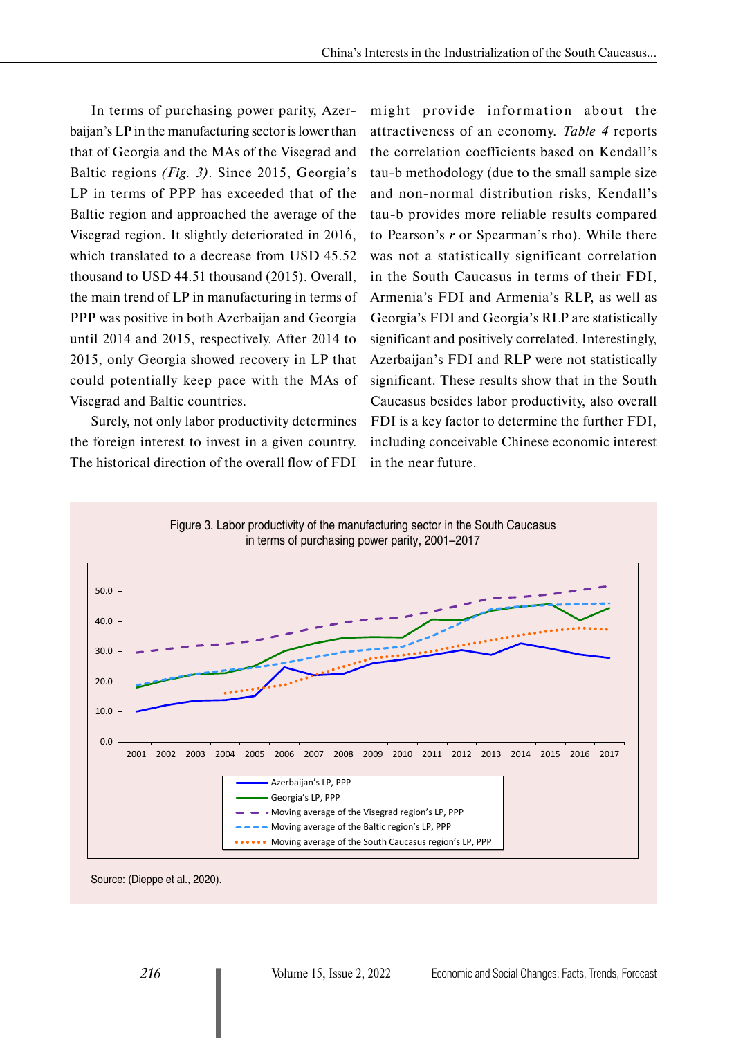In terms of purchasing power parity, Azerbaijan's LP in the manufacturing sector is lower than that of Georgia and the MAs of the Visegrad and Baltic regions *(Fig. 3)*. Since 2015, Georgia's LP in terms of PPP has exceeded that of the Baltic region and approached the average of the Visegrad region. It slightly deteriorated in 2016, which translated to a decrease from USD 45.52 thousand to USD 44.51 thousand (2015). Overall, the main trend of LP in manufacturing in terms of PPP was positive in both Azerbaijan and Georgia until 2014 and 2015, respectively. After 2014 to 2015, only Georgia showed recovery in LP that could potentially keep pace with the MAs of Visegrad and Baltic countries.

Surely, not only labor productivity determines the foreign interest to invest in a given country. The historical direction of the overall flow of FDI might provide information about the attractiveness of an economy. *Table 4* reports the correlation coefficients based on Kendall's tau-b methodology (due to the small sample size and non-normal distribution risks, Kendall's tau-b provides more reliable results compared to Pearson's *r* or Spearman's rho). While there was not a statistically significant correlation in the South Caucasus in terms of their FDI, Armenia's FDI and Armenia's RLP, as well as Georgia's FDI and Georgia's RLP are statistically significant and positively correlated. Interestingly, Azerbaijan's FDI and RLP were not statistically significant. These results show that in the South Caucasus besides labor productivity, also overall FDI is a key factor to determine the further FDI, including conceivable Chinese economic interest in the near future.

Figure 3. Labor productivity of the manufacturing sector in the South Caucasus in terms of purchasing power parity, 2001–2017

Source: (Dieppe et al., 2020).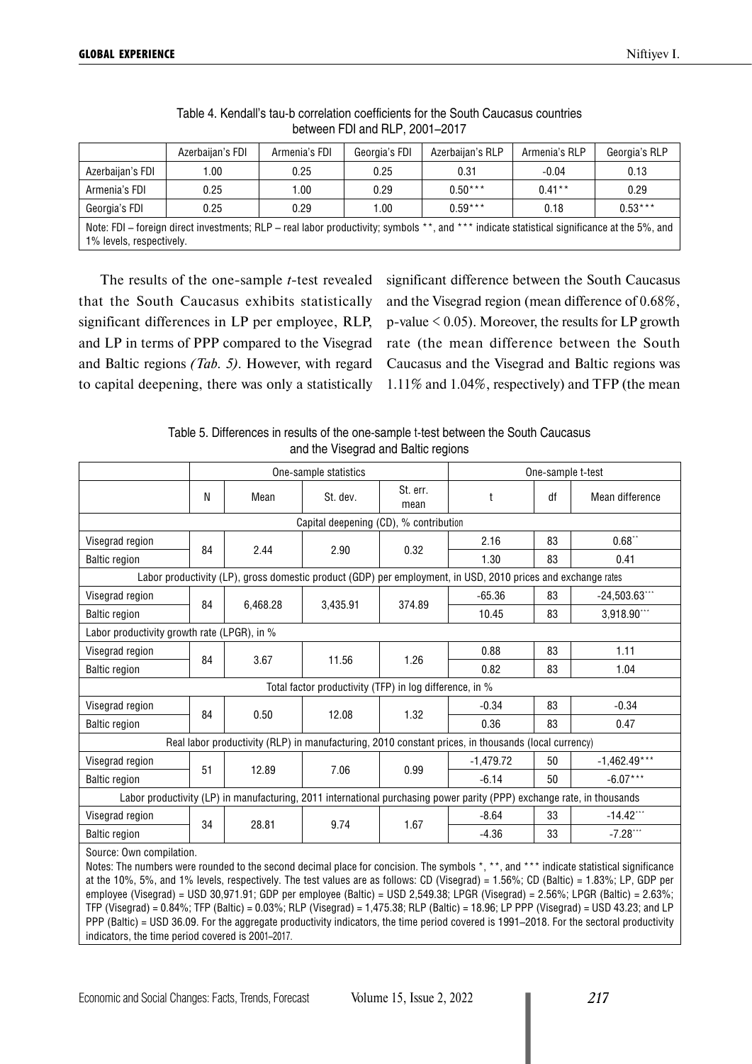Table 4. Kendall's tau-b correlation coefficients for the South Caucasus countries between FDI and RLP, 2001–2017

| | Azerbaijan's FDI | Armenia's FDI | Georgia's FDI | Azerbaijan's RLP | Armenia's RLP | Georgia's RLP |
|---|---|---|---|---|---|---|
| Azerbaijan's FDI | 1.00 | 0.25 | 0.25 | 0.31 | -0.04 | 0.13 |
| Armenia's FDI | 0.25 | 1.00 | 0.29 | 0.50*** | 0.41** | 0.29 |
| Georgia's FDI | 0.25 | 0.29 | 1.00 | 0.59*** | 0.18 | 0.53*** |

Note: FDI – foreign direct investments; RLP – real labor productivity; symbols **, and *** indicate statistical significance at the 5%, and 1% levels, respectively.

The results of the one-sample *t*-test revealed that the South Caucasus exhibits statistically significant differences in LP per employee, RLP, and LP in terms of PPP compared to the Visegrad and Baltic regions *(Tab. 5)*. However, with regard to capital deepening, there was only a statistically significant difference between the South Caucasus and the Visegrad region (mean difference of 0.68%, p-value < 0.05). Moreover, the results for LP growth rate (the mean difference between the South Caucasus and the Visegrad and Baltic regions was 1.11% and 1.04%, respectively) and TFP (the mean

Table 5. Differences in results of the one-sample t-test between the South Caucasus and the Visegrad and Baltic regions

| | One-sample statistics | | | | One-sample t-test | | |
|---|---|---|---|---|---|---|---|
| | N | Mean | St. dev. | St. err. mean | t | df | Mean difference |
| Capital deepening (CD), % contribution | | | | | | | |
| Visegrad region | 84 | 2.44 | 2.90 | 0.32 | 2.16 | 83 | 0.68** |
| Baltic region | | | | | 1.30 | 83 | 0.41 |
| Labor productivity (LP), gross domestic product (GDP) per employment, in USD, 2010 prices and exchange rates | | | | | | | |
| Visegrad region | 84 | 6,468.28 | 3,435.91 | 374.89 | -65.36 | 83 | -24,503.63*** |
| Baltic region | | | | | 10.45 | 83 | 3,918.90*** |
| Labor productivity growth rate (LPGR), in % | | | | | | | |
| Visegrad region | 84 | 3.67 | 11.56 | 1.26 | 0.88 | 83 | 1.11 |
| Baltic region | | | | | 0.82 | 83 | 1.04 |
| Total factor productivity (TFP) in log difference, in % | | | | | | | |
| Visegrad region | 84 | 0.50 | 12.08 | 1.32 | -0.34 | 83 | -0.34 |
| Baltic region | | | | | 0.36 | 83 | 0.47 |
| Real labor productivity (RLP) in manufacturing, 2010 constant prices, in thousands (local currency) | | | | | | | |
| Visegrad region | 51 | 12.89 | 7.06 | 0.99 | -1,479.72 | 50 | -1,462.49*** |
| Baltic region | | | | | -6.14 | 50 | -6.07*** |
| Labor productivity (LP) in manufacturing, 2011 international purchasing power parity (PPP) exchange rate, in thousands | | | | | | | |
| Visegrad region | 34 | 28.81 | 9.74 | 1.67 | -8.64 | 33 | -14.42*** |
| Baltic region | | | | | -4.36 | 33 | -7.28*** |

Source: Own compilation.

Notes: The numbers were rounded to the second decimal place for concision. The symbols *, **, and *** indicate statistical significance at the 10%, 5%, and 1% levels, respectively. The test values are as follows: CD (Visegrad) = 1.56%; CD (Baltic) = 1.83%; LP, GDP per employee (Visegrad) = USD 30,971.91; GDP per employee (Baltic) = USD 2,549.38; LPGR (Visegrad) = 2.56%; LPGR (Baltic) = 2.63%; TFP (Visegrad) = 0.84%; TFP (Baltic) = 0.03%; RLP (Visegrad) = 1,475.38; RLP (Baltic) = 18.96; LP PPP (Visegrad) = USD 43.23; and LP PPP (Baltic) = USD 36.09. For the aggregate productivity indicators, the time period covered is 1991–2018. For the sectoral productivity indicators, the time period covered is 2001–2017.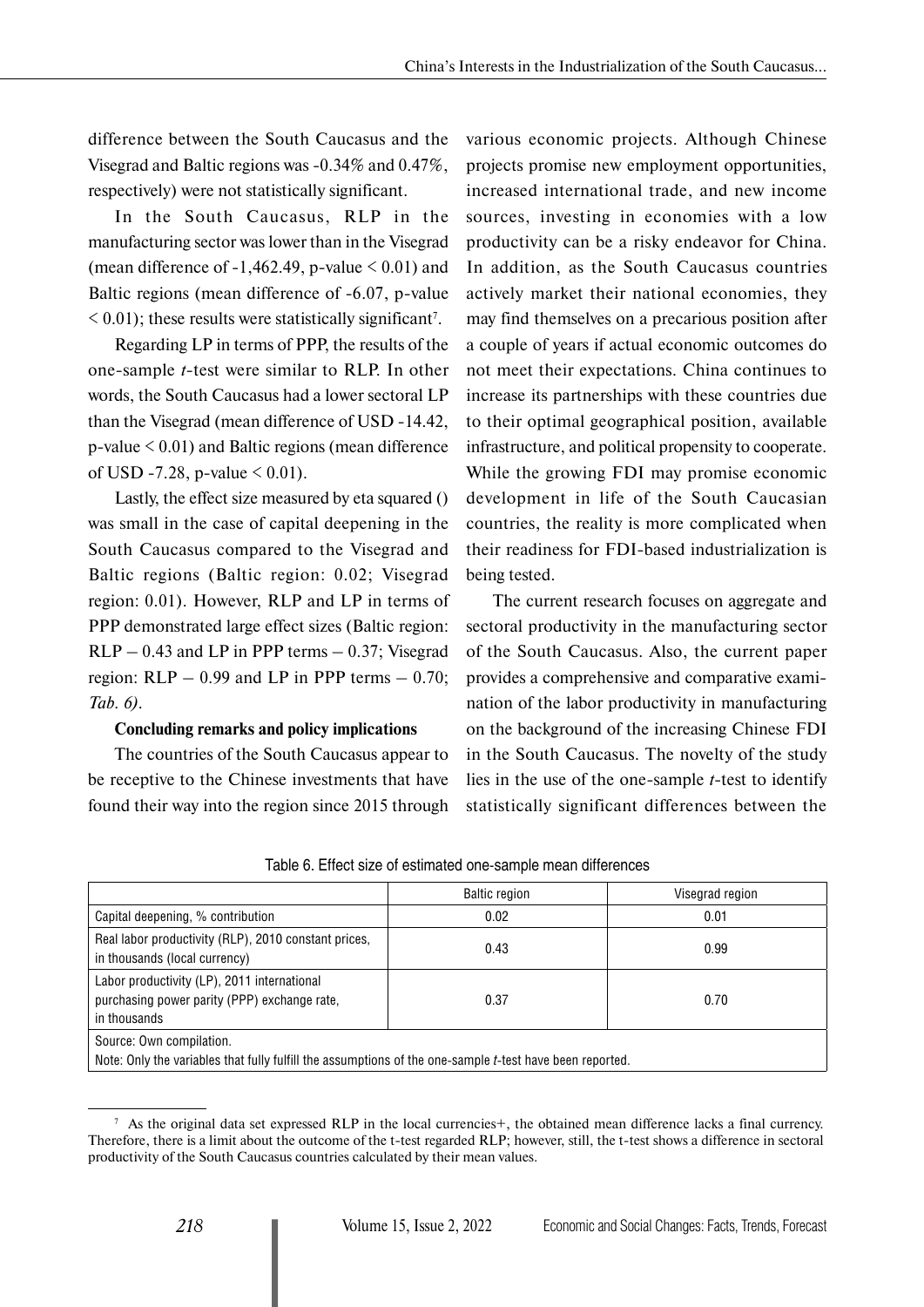difference between the South Caucasus and the Visegrad and Baltic regions was -0.34% and 0.47%, respectively) were not statistically significant.

In the South Caucasus, RLP in the manufacturing sector was lower than in the Visegrad (mean difference of -1,462.49, p-value < 0.01) and Baltic regions (mean difference of -6.07, p-value < 0.01); these results were statistically significant[7].

Regarding LP in terms of PPP, the results of the one-sample *t*-test were similar to RLP. In other words, the South Caucasus had a lower sectoral LP than the Visegrad (mean difference of USD -14.42, p-value < 0.01) and Baltic regions (mean difference of USD -7.28, p-value < 0.01).

Lastly, the effect size measured by eta squared () was small in the case of capital deepening in the South Caucasus compared to the Visegrad and Baltic regions (Baltic region: 0.02; Visegrad region: 0.01). However, RLP and LP in terms of PPP demonstrated large effect sizes (Baltic region: RLP – 0.43 and LP in PPP terms – 0.37; Visegrad region: RLP – 0.99 and LP in PPP terms – 0.70; *Tab. 6)*.

**Concluding remarks and policy implications**

The countries of the South Caucasus appear to be receptive to the Chinese investments that have found their way into the region since 2015 through various economic projects. Although Chinese projects promise new employment opportunities, increased international trade, and new income sources, investing in economies with a low productivity can be a risky endeavor for China. In addition, as the South Caucasus countries actively market their national economies, they may find themselves on a precarious position after a couple of years if actual economic outcomes do not meet their expectations. China continues to increase its partnerships with these countries due to their optimal geographical position, available infrastructure, and political propensity to cooperate. While the growing FDI may promise economic development in life of the South Caucasian countries, the reality is more complicated when their readiness for FDI-based industrialization is being tested.

The current research focuses on aggregate and sectoral productivity in the manufacturing sector of the South Caucasus. Also, the current paper provides a comprehensive and comparative examination of the labor productivity in manufacturing on the background of the increasing Chinese FDI in the South Caucasus. The novelty of the study lies in the use of the one-sample *t*-test to identify statistically significant differences between the

Table 6. Effect size of estimated one-sample mean differences

| | Baltic region | Visegrad region |
|---|---|---|
| Capital deepening, % contribution | 0.02 | 0.01 |
| Real labor productivity (RLP), 2010 constant prices, in thousands (local currency) | 0.43 | 0.99 |
| Labor productivity (LP), 2011 international purchasing power parity (PPP) exchange rate, in thousands | 0.37 | 0.70 |
| Source: Own compilation. Note: Only the variables that fully fulfill the assumptions of the one-sample *t*-test have been reported. | | |

[7] As the original data set expressed RLP in the local currencies+, the obtained mean difference lacks a final currency. Therefore, there is a limit about the outcome of the t-test regarded RLP; however, still, the t-test shows a difference in sectoral productivity of the South Caucasus countries calculated by their mean values.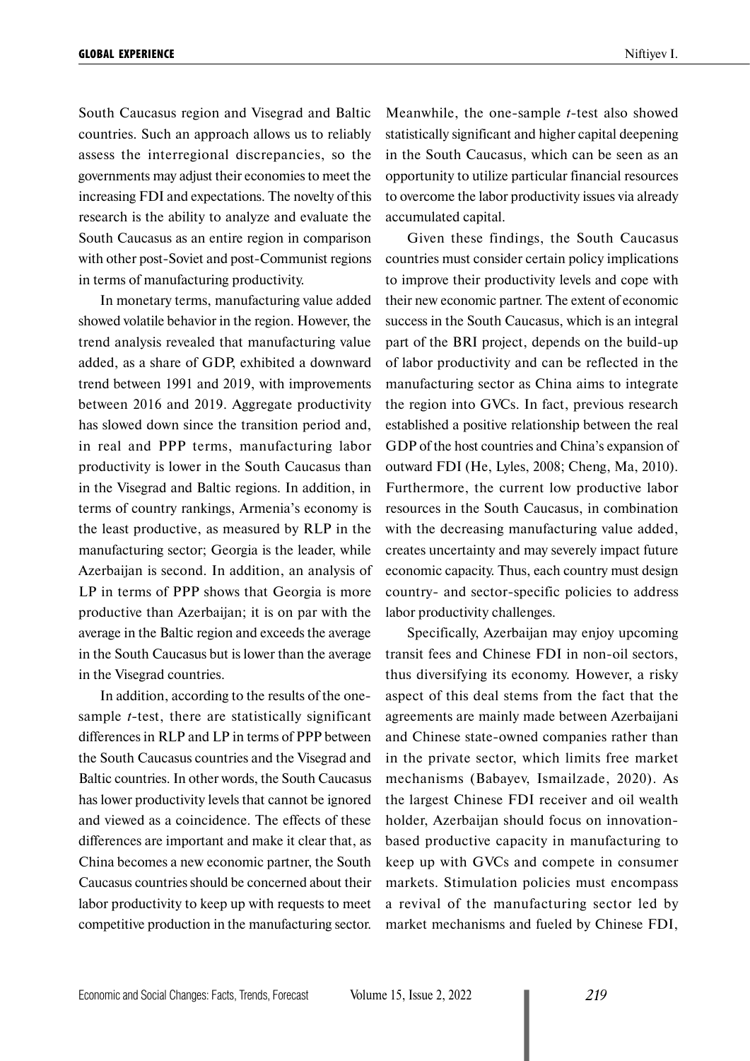South Caucasus region and Visegrad and Baltic countries. Such an approach allows us to reliably assess the interregional discrepancies, so the governments may adjust their economies to meet the increasing FDI and expectations. The novelty of this research is the ability to analyze and evaluate the South Caucasus as an entire region in comparison with other post-Soviet and post-Communist regions in terms of manufacturing productivity.

In monetary terms, manufacturing value added showed volatile behavior in the region. However, the trend analysis revealed that manufacturing value added, as a share of GDP, exhibited a downward trend between 1991 and 2019, with improvements between 2016 and 2019. Aggregate productivity has slowed down since the transition period and, in real and PPP terms, manufacturing labor productivity is lower in the South Caucasus than in the Visegrad and Baltic regions. In addition, in terms of country rankings, Armenia's economy is the least productive, as measured by RLP in the manufacturing sector; Georgia is the leader, while Azerbaijan is second. In addition, an analysis of LP in terms of PPP shows that Georgia is more productive than Azerbaijan; it is on par with the average in the Baltic region and exceeds the average in the South Caucasus but is lower than the average in the Visegrad countries.

In addition, according to the results of the one-sample *t*-test, there are statistically significant differences in RLP and LP in terms of PPP between the South Caucasus countries and the Visegrad and Baltic countries. In other words, the South Caucasus has lower productivity levels that cannot be ignored and viewed as a coincidence. The effects of these differences are important and make it clear that, as China becomes a new economic partner, the South Caucasus countries should be concerned about their labor productivity to keep up with requests to meet competitive production in the manufacturing sector. Meanwhile, the one-sample *t*-test also showed statistically significant and higher capital deepening in the South Caucasus, which can be seen as an opportunity to utilize particular financial resources to overcome the labor productivity issues via already accumulated capital.

Given these findings, the South Caucasus countries must consider certain policy implications to improve their productivity levels and cope with their new economic partner. The extent of economic success in the South Caucasus, which is an integral part of the BRI project, depends on the build-up of labor productivity and can be reflected in the manufacturing sector as China aims to integrate the region into GVCs. In fact, previous research established a positive relationship between the real GDP of the host countries and China's expansion of outward FDI (He, Lyles, 2008; Cheng, Ma, 2010). Furthermore, the current low productive labor resources in the South Caucasus, in combination with the decreasing manufacturing value added, creates uncertainty and may severely impact future economic capacity. Thus, each country must design country- and sector-specific policies to address labor productivity challenges.

Specifically, Azerbaijan may enjoy upcoming transit fees and Chinese FDI in non-oil sectors, thus diversifying its economy. However, a risky aspect of this deal stems from the fact that the agreements are mainly made between Azerbaijani and Chinese state-owned companies rather than in the private sector, which limits free market mechanisms (Babayev, Ismailzade, 2020). As the largest Chinese FDI receiver and oil wealth holder, Azerbaijan should focus on innovation-based productive capacity in manufacturing to keep up with GVCs and compete in consumer markets. Stimulation policies must encompass a revival of the manufacturing sector led by market mechanisms and fueled by Chinese FDI,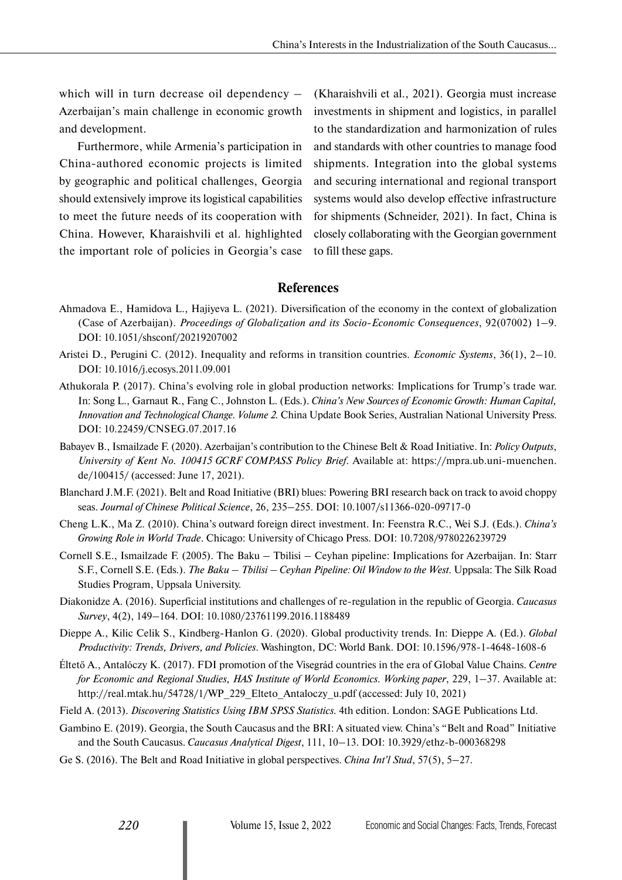which will in turn decrease oil dependency – Azerbaijan's main challenge in economic growth and development.

Furthermore, while Armenia's participation in China-authored economic projects is limited by geographic and political challenges, Georgia should extensively improve its logistical capabilities to meet the future needs of its cooperation with China. However, Kharaishvili et al. highlighted the important role of policies in Georgia's case (Kharaishvili et al., 2021). Georgia must increase investments in shipment and logistics, in parallel to the standardization and harmonization of rules and standards with other countries to manage food shipments. Integration into the global systems and securing international and regional transport systems would also develop effective infrastructure for shipments (Schneider, 2021). In fact, China is closely collaborating with the Georgian government to fill these gaps.

## References

Ahmadova E., Hamidova L., Hajiyeva L. (2021). Diversification of the economy in the context of globalization (Case of Azerbaijan). *Proceedings of Globalization and its Socio-Economic Consequences*, 92(07002) 1–9. DOI: 10.1051/shsconf/20219207002

Aristei D., Perugini C. (2012). Inequality and reforms in transition countries. *Economic Systems*, 36(1), 2–10. DOI: 10.1016/j.ecosys.2011.09.001

Athukorala P. (2017). China's evolving role in global production networks: Implications for Trump's trade war. In: Song L., Garnaut R., Fang C., Johnston L. (Eds.). *China's New Sources of Economic Growth: Human Capital, Innovation and Technological Change. Volume 2.* China Update Book Series, Australian National University Press. DOI: 10.22459/CNSEG.07.2017.16

Babayev B., Ismailzade F. (2020). Azerbaijan's contribution to the Chinese Belt & Road Initiative. In: *Policy Outputs, University of Kent No. 100415 GCRF COMPASS Policy Brief*. Available at: https://mpra.ub.uni-muenchen.de/100415/ (accessed: June 17, 2021).

Blanchard J.M.F. (2021). Belt and Road Initiative (BRI) blues: Powering BRI research back on track to avoid choppy seas. *Journal of Chinese Political Science*, 26, 235–255. DOI: 10.1007/s11366-020-09717-0

Cheng L.K., Ma Z. (2010). China's outward foreign direct investment. In: Feenstra R.C., Wei S.J. (Eds.). *China's Growing Role in World Trade*. Chicago: University of Chicago Press. DOI: 10.7208/9780226239729

Cornell S.E., Ismailzade F. (2005). The Baku – Tbilisi – Ceyhan pipeline: Implications for Azerbaijan. In: Starr S.F., Cornell S.E. (Eds.). *The Baku – Tbilisi – Ceyhan Pipeline: Oil Window to the West*. Uppsala: The Silk Road Studies Program, Uppsala University.

Diakonidze A. (2016). Superficial institutions and challenges of re-regulation in the republic of Georgia. *Caucasus Survey*, 4(2), 149–164. DOI: 10.1080/23761199.2016.1188489

Dieppe A., Kilic Celik S., Kindberg-Hanlon G. (2020). Global productivity trends. In: Dieppe A. (Ed.). *Global Productivity: Trends, Drivers, and Policies*. Washington, DC: World Bank. DOI: 10.1596/978-1-4648-1608-6

Éltető A., Antalóczy K. (2017). FDI promotion of the Visegrád countries in the era of Global Value Chains. *Centre for Economic and Regional Studies, HAS Institute of World Economics. Working paper*, 229, 1–37. Available at: http://real.mtak.hu/54728/1/WP_229_Elteto_Antaloczy_u.pdf (accessed: July 10, 2021)

Field A. (2013). *Discovering Statistics Using IBM SPSS Statistics*. 4th edition. London: SAGE Publications Ltd.

Gambino E. (2019). Georgia, the South Caucasus and the BRI: A situated view. China's "Belt and Road" Initiative and the South Caucasus. *Caucasus Analytical Digest*, 111, 10–13. DOI: 10.3929/ethz-b-000368298

Ge S. (2016). The Belt and Road Initiative in global perspectives. *China Int'l Stud*, 57(5), 5–27.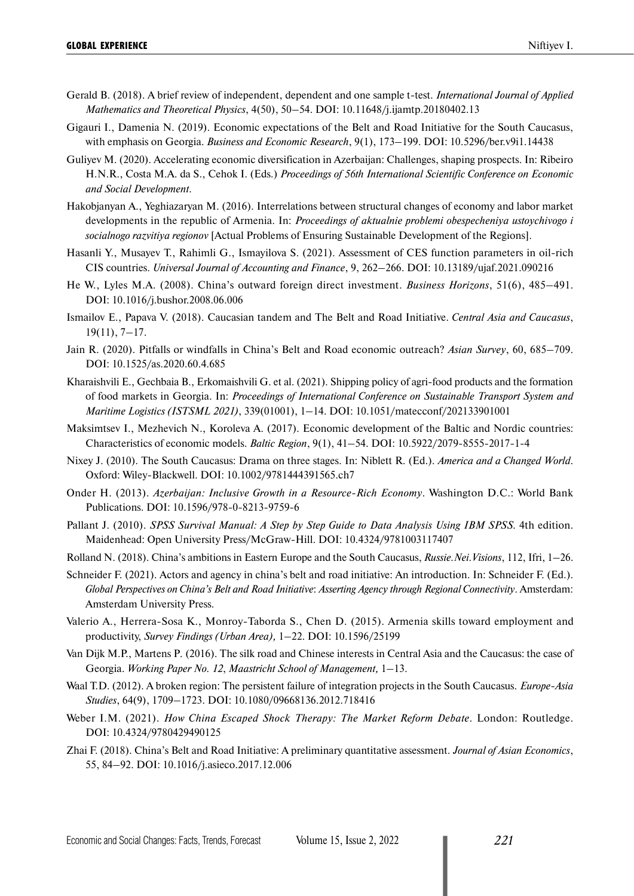Gerald B. (2018). A brief review of independent, dependent and one sample t-test. *International Journal of Applied Mathematics and Theoretical Physics*, 4(50), 50–54. DOI: 10.11648/j.ijamtp.20180402.13

Gigauri I., Damenia N. (2019). Economic expectations of the Belt and Road Initiative for the South Caucasus, with emphasis on Georgia. *Business and Economic Research*, 9(1), 173–199. DOI: 10.5296/ber.v9i1.14438

Guliyev M. (2020). Accelerating economic diversification in Azerbaijan: Challenges, shaping prospects. In: Ribeiro H.N.R., Costa M.A. da S., Cehok I. (Eds.) *Proceedings of 56th International Scientific Conference on Economic and Social Development*.

Hakobjanyan A., Yeghiazaryan M. (2016). Interrelations between structural changes of economy and labor market developments in the republic of Armenia. In: *Proceedings of aktualnie problemi obespecheniya ustoychivogo i socialnogo razvitiya regionov* [Actual Problems of Ensuring Sustainable Development of the Regions].

Hasanli Y., Musayev T., Rahimli G., Ismayilova S. (2021). Assessment of CES function parameters in oil-rich CIS countries. *Universal Journal of Accounting and Finance*, 9, 262–266. DOI: 10.13189/ujaf.2021.090216

He W., Lyles M.A. (2008). China's outward foreign direct investment. *Business Horizons*, 51(6), 485–491. DOI: 10.1016/j.bushor.2008.06.006

Ismailov E., Papava V. (2018). Caucasian tandem and The Belt and Road Initiative. *Central Asia and Caucasus*, 19(11), 7–17.

Jain R. (2020). Pitfalls or windfalls in China's Belt and Road economic outreach? *Asian Survey*, 60, 685–709. DOI: 10.1525/as.2020.60.4.685

Kharaishvili E., Gechbaia B., Erkomaishvili G. et al. (2021). Shipping policy of agri-food products and the formation of food markets in Georgia. In: *Proceedings of International Conference on Sustainable Transport System and Maritime Logistics (ISTSML 2021)*, 339(01001), 1–14. DOI: 10.1051/matecconf/202133901001

Maksimtsev I., Mezhevich N., Koroleva A. (2017). Economic development of the Baltic and Nordic countries: Characteristics of economic models. *Baltic Region*, 9(1), 41–54. DOI: 10.5922/2079-8555-2017-1-4

Nixey J. (2010). The South Caucasus: Drama on three stages. In: Niblett R. (Ed.). *America and a Changed World*. Oxford: Wiley-Blackwell. DOI: 10.1002/9781444391565.ch7

Onder H. (2013). *Azerbaijan: Inclusive Growth in a Resource-Rich Economy*. Washington D.C.: World Bank Publications. DOI: 10.1596/978-0-8213-9759-6

Pallant J. (2010). *SPSS Survival Manual: A Step by Step Guide to Data Analysis Using IBM SPSS*. 4th edition. Maidenhead: Open University Press/McGraw-Hill. DOI: 10.4324/9781003117407

Rolland N. (2018). China's ambitions in Eastern Europe and the South Caucasus, *Russie.Nei.Visions*, 112, Ifri, 1–26.

Schneider F. (2021). Actors and agency in china's belt and road initiative: An introduction. In: Schneider F. (Ed.). *Global Perspectives on China's Belt and Road Initiative*: *Asserting Agency through Regional Connectivity*. Amsterdam: Amsterdam University Press.

Valerio A., Herrera-Sosa K., Monroy-Taborda S., Chen D. (2015). Armenia skills toward employment and productivity, *Survey Findings (Urban Area),* 1–22. DOI: 10.1596/25199

Van Dijk M.P., Martens P. (2016). The silk road and Chinese interests in Central Asia and the Caucasus: the case of Georgia. *Working Paper No. 12*, *Maastricht School of Management,* 1–13.

Waal T.D. (2012). A broken region: The persistent failure of integration projects in the South Caucasus. *Europe-Asia Studies*, 64(9), 1709–1723. DOI: 10.1080/09668136.2012.718416

Weber I.M. (2021). *How China Escaped Shock Therapy: The Market Reform Debate*. London: Routledge. DOI: 10.4324/9780429490125

Zhai F. (2018). China's Belt and Road Initiative: A preliminary quantitative assessment. *Journal of Asian Economics*, 55, 84–92. DOI: 10.1016/j.asieco.2017.12.006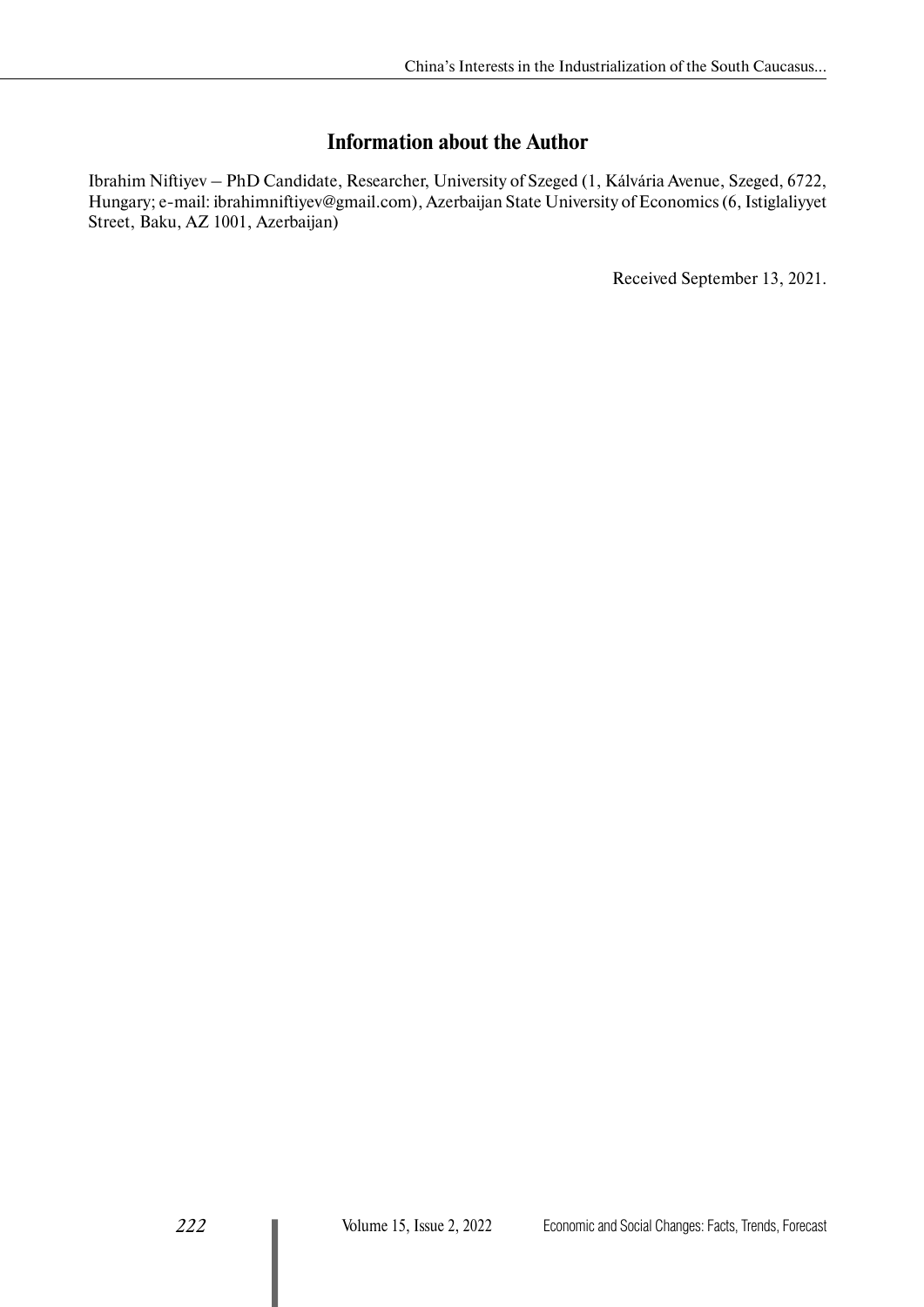## Information about the Author

Ibrahim Niftiyev – PhD Candidate, Researcher, University of Szeged (1, Kálvária Avenue, Szeged, 6722, Hungary; e-mail: ibrahimniftiyev@gmail.com), Azerbaijan State University of Economics (6, Istiglaliyyet Street, Baku, AZ 1001, Azerbaijan)

Received September 13, 2021.